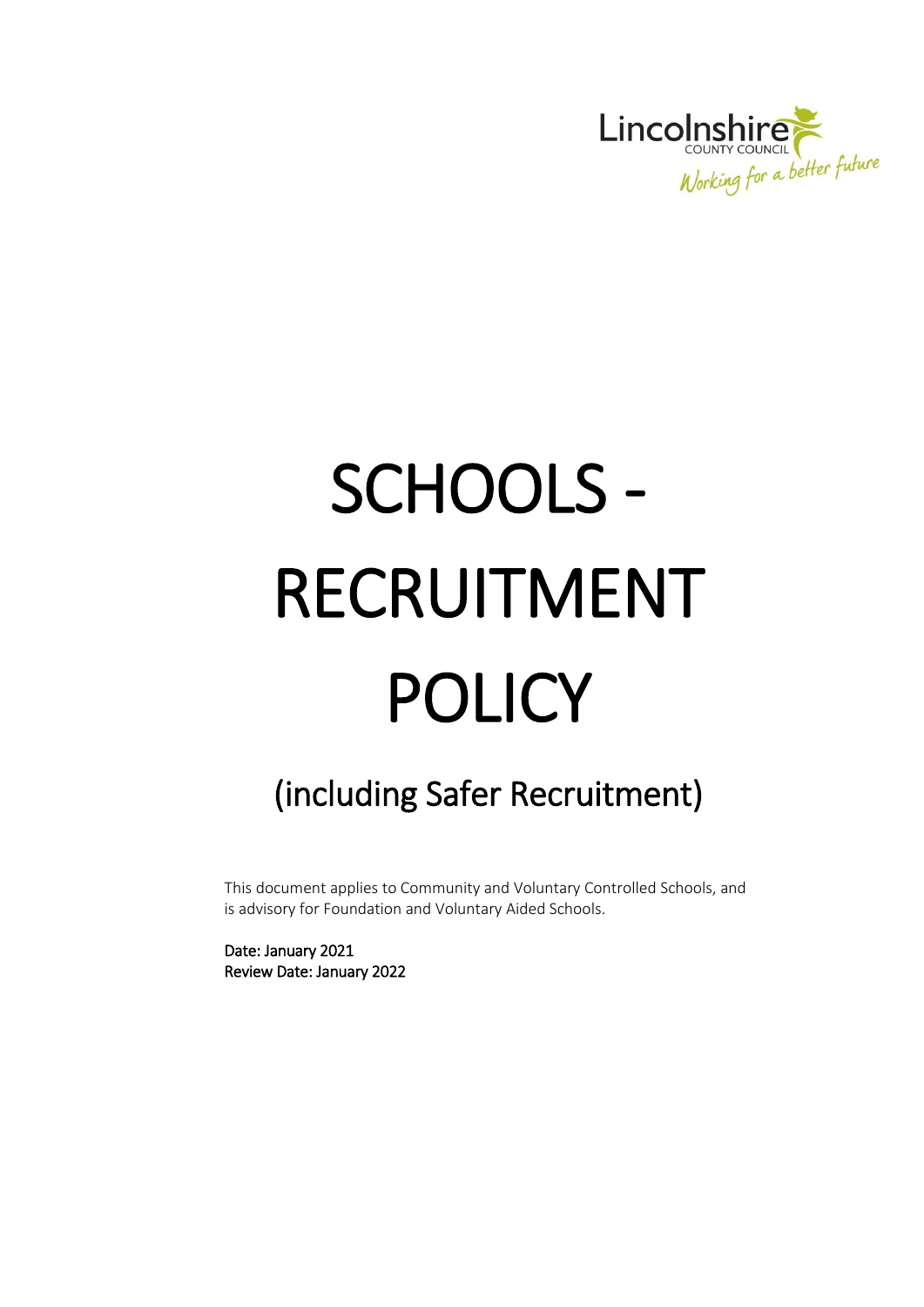Lincolnshire COUNTY COUNCIL

Working for a better future

# SCHOOLS - RECRUITMENT POLICY

## (including Safer Recruitment)

This document applies to Community and Voluntary Controlled Schools, and is advisory for Foundation and Voluntary Aided Schools.

**Date: January 2021**
**Review Date: January 2022**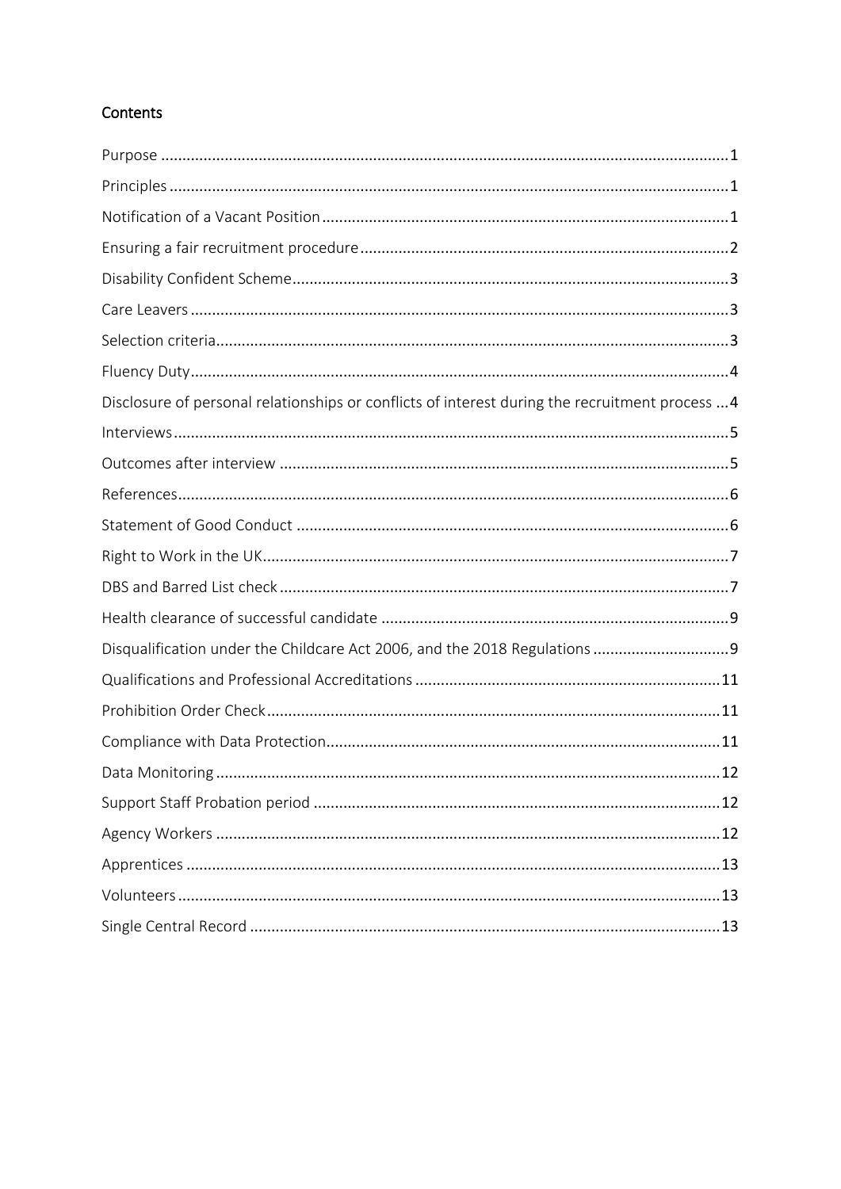## Contents

| | |
|---|---|
| Purpose | 1 |
| Principles | 1 |
| Notification of a Vacant Position | 1 |
| Ensuring a fair recruitment procedure | 2 |
| Disability Confident Scheme | 3 |
| Care Leavers | 3 |
| Selection criteria | 3 |
| Fluency Duty | 4 |
| Disclosure of personal relationships or conflicts of interest during the recruitment process | 4 |
| Interviews | 5 |
| Outcomes after interview | 5 |
| References | 6 |
| Statement of Good Conduct | 6 |
| Right to Work in the UK | 7 |
| DBS and Barred List check | 7 |
| Health clearance of successful candidate | 9 |
| Disqualification under the Childcare Act 2006, and the 2018 Regulations | 9 |
| Qualifications and Professional Accreditations | 11 |
| Prohibition Order Check | 11 |
| Compliance with Data Protection | 11 |
| Data Monitoring | 12 |
| Support Staff Probation period | 12 |
| Agency Workers | 12 |
| Apprentices | 13 |
| Volunteers | 13 |
| Single Central Record | 13 |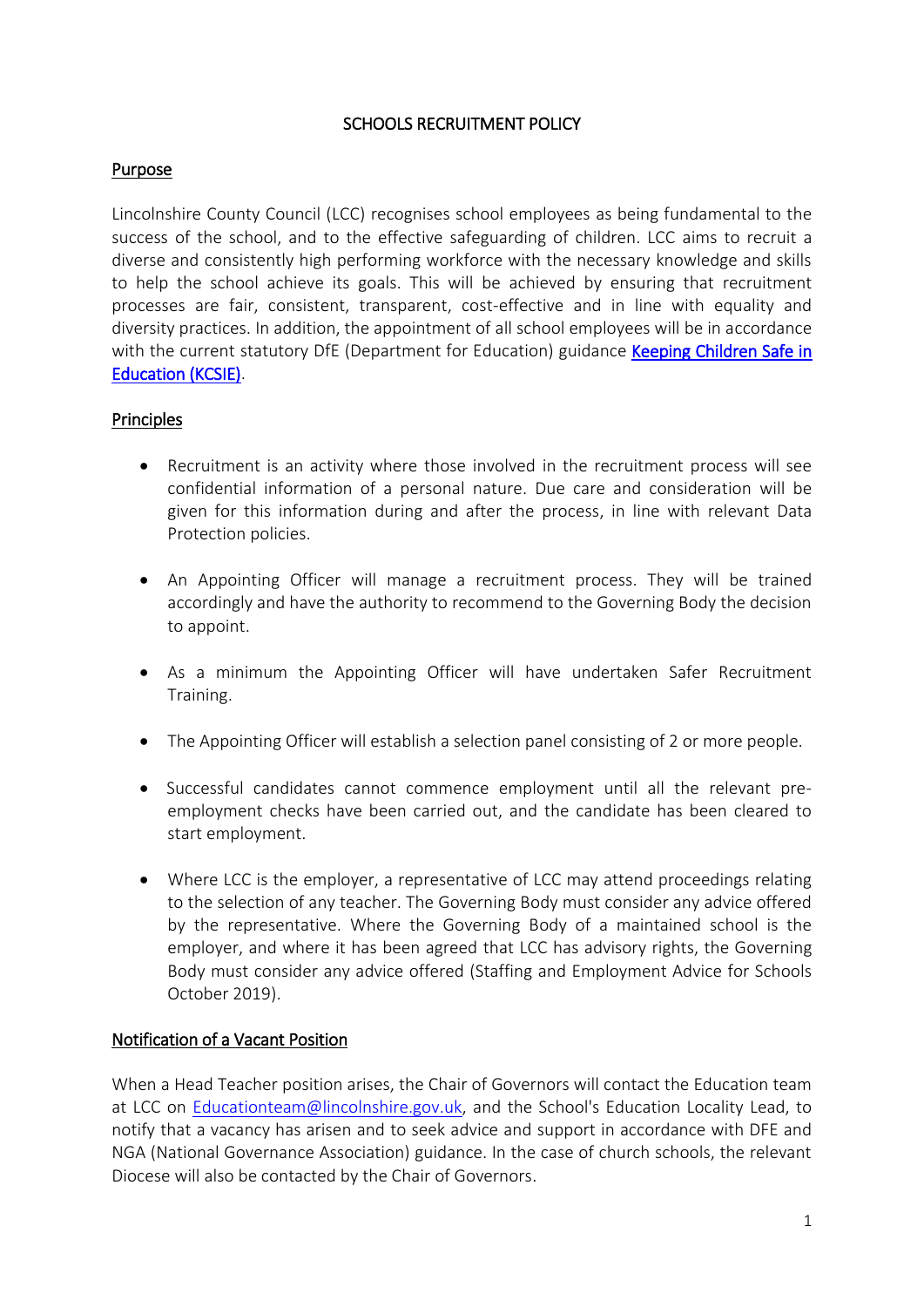# SCHOOLS RECRUITMENT POLICY

## Purpose

Lincolnshire County Council (LCC) recognises school employees as being fundamental to the success of the school, and to the effective safeguarding of children. LCC aims to recruit a diverse and consistently high performing workforce with the necessary knowledge and skills to help the school achieve its goals. This will be achieved by ensuring that recruitment processes are fair, consistent, transparent, cost-effective and in line with equality and diversity practices. In addition, the appointment of all school employees will be in accordance with the current statutory DfE (Department for Education) guidance [Keeping Children Safe in Education (KCSIE)].

## Principles

- Recruitment is an activity where those involved in the recruitment process will see confidential information of a personal nature. Due care and consideration will be given for this information during and after the process, in line with relevant Data Protection policies.
- An Appointing Officer will manage a recruitment process. They will be trained accordingly and have the authority to recommend to the Governing Body the decision to appoint.
- As a minimum the Appointing Officer will have undertaken Safer Recruitment Training.
- The Appointing Officer will establish a selection panel consisting of 2 or more people.
- Successful candidates cannot commence employment until all the relevant pre-employment checks have been carried out, and the candidate has been cleared to start employment.
- Where LCC is the employer, a representative of LCC may attend proceedings relating to the selection of any teacher. The Governing Body must consider any advice offered by the representative. Where the Governing Body of a maintained school is the employer, and where it has been agreed that LCC has advisory rights, the Governing Body must consider any advice offered (Staffing and Employment Advice for Schools October 2019).

## Notification of a Vacant Position

When a Head Teacher position arises, the Chair of Governors will contact the Education team at LCC on Educationteam@lincolnshire.gov.uk, and the School's Education Locality Lead, to notify that a vacancy has arisen and to seek advice and support in accordance with DFE and NGA (National Governance Association) guidance. In the case of church schools, the relevant Diocese will also be contacted by the Chair of Governors.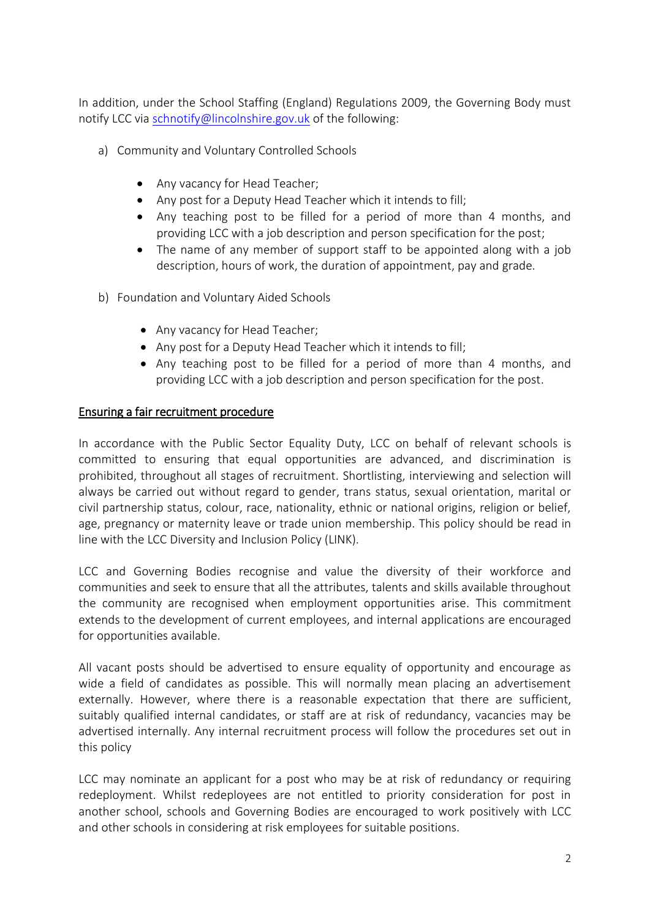In addition, under the School Staffing (England) Regulations 2009, the Governing Body must notify LCC via schnotify@lincolnshire.gov.uk of the following:

a) Community and Voluntary Controlled Schools

- Any vacancy for Head Teacher;
- Any post for a Deputy Head Teacher which it intends to fill;
- Any teaching post to be filled for a period of more than 4 months, and providing LCC with a job description and person specification for the post;
- The name of any member of support staff to be appointed along with a job description, hours of work, the duration of appointment, pay and grade.

b) Foundation and Voluntary Aided Schools

- Any vacancy for Head Teacher;
- Any post for a Deputy Head Teacher which it intends to fill;
- Any teaching post to be filled for a period of more than 4 months, and providing LCC with a job description and person specification for the post.

## Ensuring a fair recruitment procedure

In accordance with the Public Sector Equality Duty, LCC on behalf of relevant schools is committed to ensuring that equal opportunities are advanced, and discrimination is prohibited, throughout all stages of recruitment. Shortlisting, interviewing and selection will always be carried out without regard to gender, trans status, sexual orientation, marital or civil partnership status, colour, race, nationality, ethnic or national origins, religion or belief, age, pregnancy or maternity leave or trade union membership. This policy should be read in line with the LCC Diversity and Inclusion Policy (LINK).

LCC and Governing Bodies recognise and value the diversity of their workforce and communities and seek to ensure that all the attributes, talents and skills available throughout the community are recognised when employment opportunities arise. This commitment extends to the development of current employees, and internal applications are encouraged for opportunities available.

All vacant posts should be advertised to ensure equality of opportunity and encourage as wide a field of candidates as possible. This will normally mean placing an advertisement externally. However, where there is a reasonable expectation that there are sufficient, suitably qualified internal candidates, or staff are at risk of redundancy, vacancies may be advertised internally. Any internal recruitment process will follow the procedures set out in this policy

LCC may nominate an applicant for a post who may be at risk of redundancy or requiring redeployment. Whilst redeployees are not entitled to priority consideration for post in another school, schools and Governing Bodies are encouraged to work positively with LCC and other schools in considering at risk employees for suitable positions.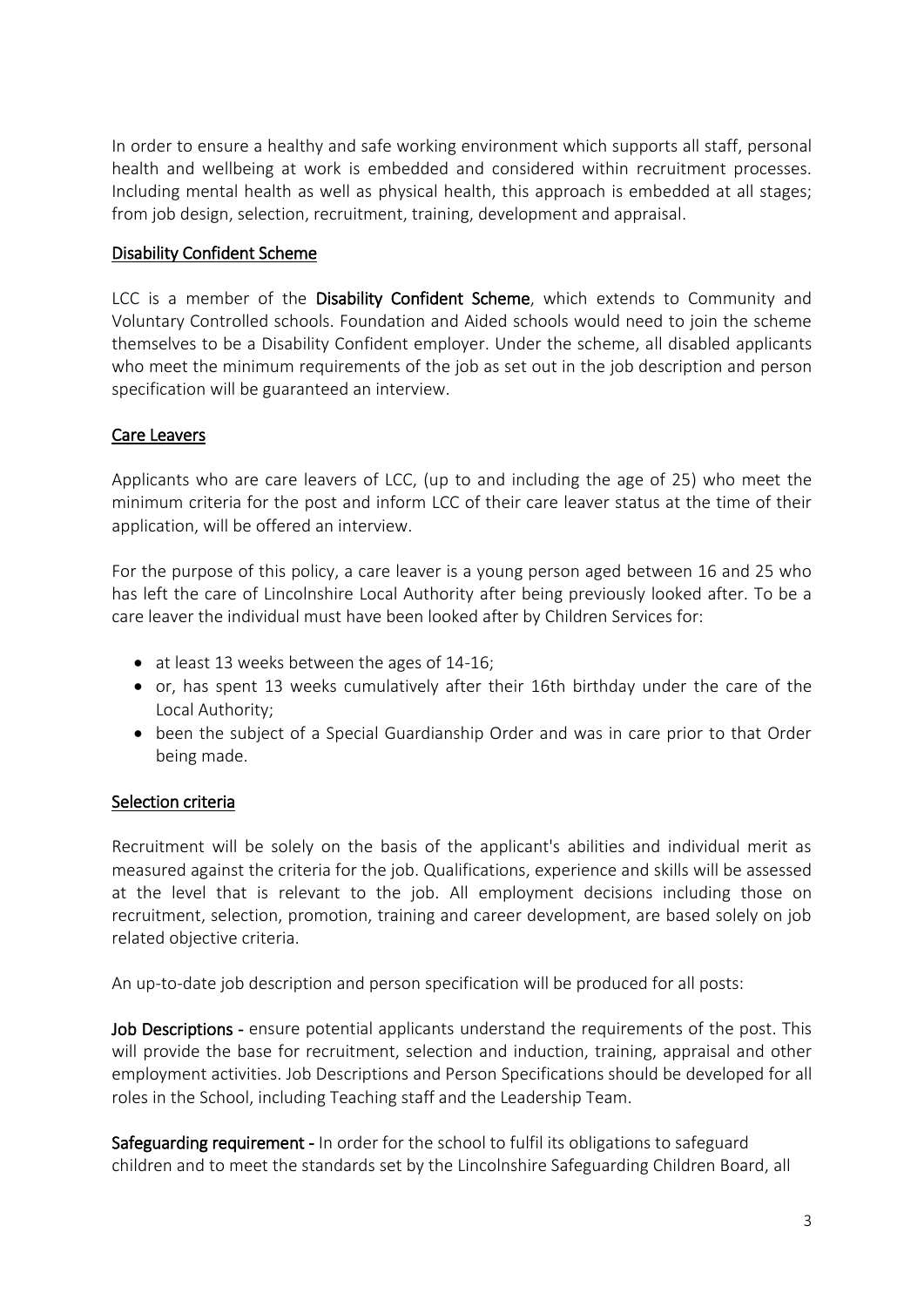In order to ensure a healthy and safe working environment which supports all staff, personal health and wellbeing at work is embedded and considered within recruitment processes. Including mental health as well as physical health, this approach is embedded at all stages; from job design, selection, recruitment, training, development and appraisal.

## Disability Confident Scheme

LCC is a member of the **Disability Confident Scheme**, which extends to Community and Voluntary Controlled schools. Foundation and Aided schools would need to join the scheme themselves to be a Disability Confident employer. Under the scheme, all disabled applicants who meet the minimum requirements of the job as set out in the job description and person specification will be guaranteed an interview.

## Care Leavers

Applicants who are care leavers of LCC, (up to and including the age of 25) who meet the minimum criteria for the post and inform LCC of their care leaver status at the time of their application, will be offered an interview.

For the purpose of this policy, a care leaver is a young person aged between 16 and 25 who has left the care of Lincolnshire Local Authority after being previously looked after. To be a care leaver the individual must have been looked after by Children Services for:

- at least 13 weeks between the ages of 14-16;
- or, has spent 13 weeks cumulatively after their 16th birthday under the care of the Local Authority;
- been the subject of a Special Guardianship Order and was in care prior to that Order being made.

## Selection criteria

Recruitment will be solely on the basis of the applicant's abilities and individual merit as measured against the criteria for the job. Qualifications, experience and skills will be assessed at the level that is relevant to the job. All employment decisions including those on recruitment, selection, promotion, training and career development, are based solely on job related objective criteria.

An up-to-date job description and person specification will be produced for all posts:

**Job Descriptions -** ensure potential applicants understand the requirements of the post. This will provide the base for recruitment, selection and induction, training, appraisal and other employment activities. Job Descriptions and Person Specifications should be developed for all roles in the School, including Teaching staff and the Leadership Team.

**Safeguarding requirement -** In order for the school to fulfil its obligations to safeguard children and to meet the standards set by the Lincolnshire Safeguarding Children Board, all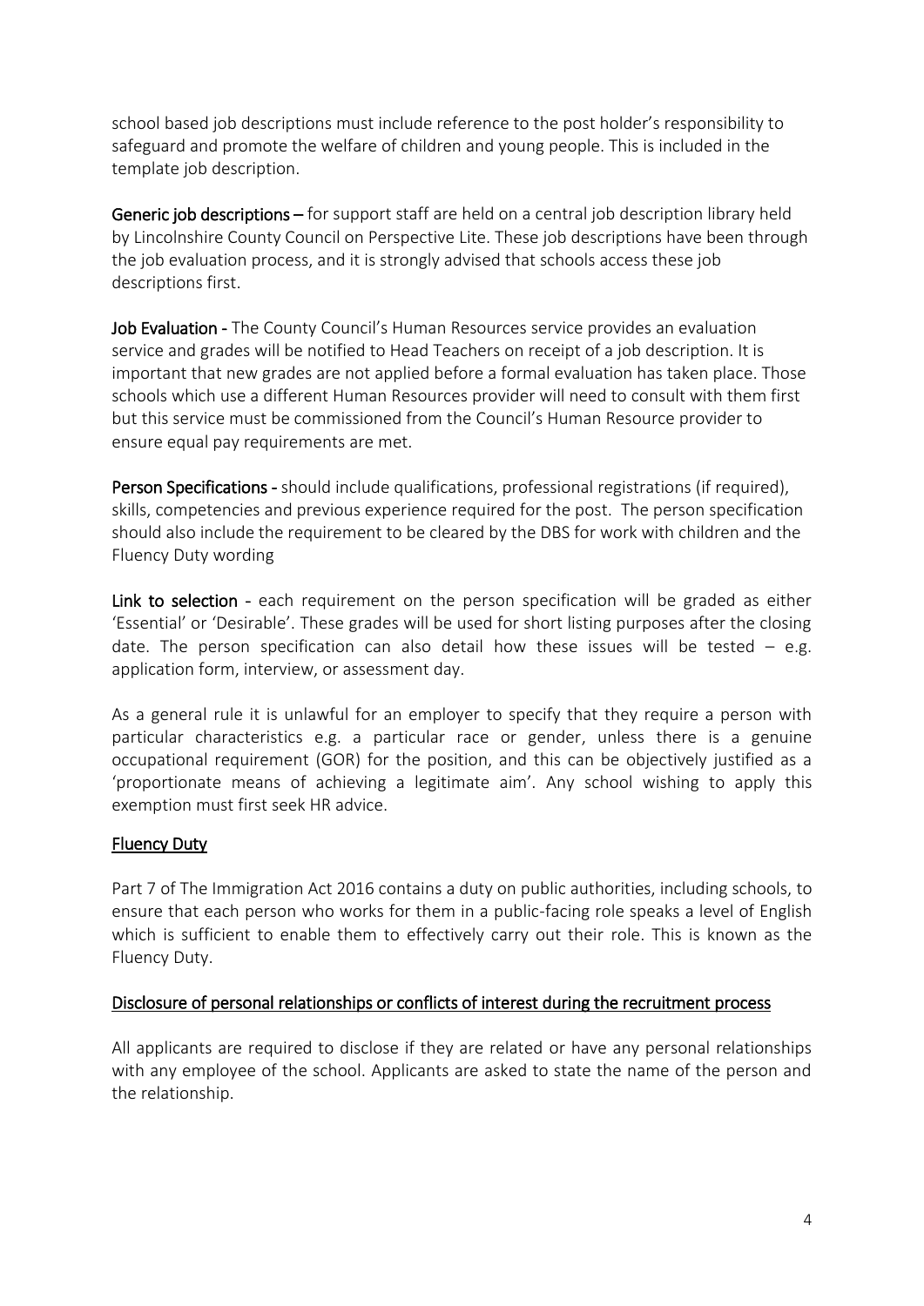school based job descriptions must include reference to the post holder's responsibility to safeguard and promote the welfare of children and young people. This is included in the template job description.

**Generic job descriptions** – for support staff are held on a central job description library held by Lincolnshire County Council on Perspective Lite. These job descriptions have been through the job evaluation process, and it is strongly advised that schools access these job descriptions first.

**Job Evaluation** - The County Council's Human Resources service provides an evaluation service and grades will be notified to Head Teachers on receipt of a job description. It is important that new grades are not applied before a formal evaluation has taken place. Those schools which use a different Human Resources provider will need to consult with them first but this service must be commissioned from the Council's Human Resource provider to ensure equal pay requirements are met.

**Person Specifications** - should include qualifications, professional registrations (if required), skills, competencies and previous experience required for the post. The person specification should also include the requirement to be cleared by the DBS for work with children and the Fluency Duty wording

**Link to selection** - each requirement on the person specification will be graded as either 'Essential' or 'Desirable'. These grades will be used for short listing purposes after the closing date. The person specification can also detail how these issues will be tested – e.g. application form, interview, or assessment day.

As a general rule it is unlawful for an employer to specify that they require a person with particular characteristics e.g. a particular race or gender, unless there is a genuine occupational requirement (GOR) for the position, and this can be objectively justified as a 'proportionate means of achieving a legitimate aim'. Any school wishing to apply this exemption must first seek HR advice.

## Fluency Duty

Part 7 of The Immigration Act 2016 contains a duty on public authorities, including schools, to ensure that each person who works for them in a public-facing role speaks a level of English which is sufficient to enable them to effectively carry out their role. This is known as the Fluency Duty.

## Disclosure of personal relationships or conflicts of interest during the recruitment process

All applicants are required to disclose if they are related or have any personal relationships with any employee of the school. Applicants are asked to state the name of the person and the relationship.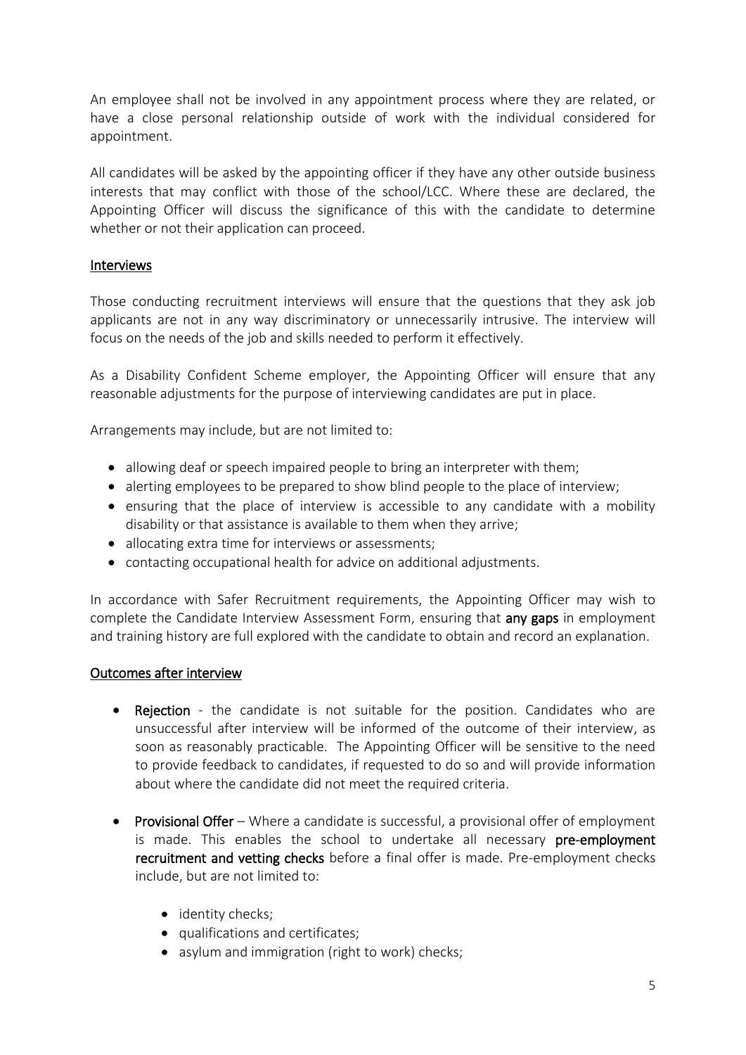An employee shall not be involved in any appointment process where they are related, or have a close personal relationship outside of work with the individual considered for appointment.

All candidates will be asked by the appointing officer if they have any other outside business interests that may conflict with those of the school/LCC. Where these are declared, the Appointing Officer will discuss the significance of this with the candidate to determine whether or not their application can proceed.

## Interviews

Those conducting recruitment interviews will ensure that the questions that they ask job applicants are not in any way discriminatory or unnecessarily intrusive. The interview will focus on the needs of the job and skills needed to perform it effectively.

As a Disability Confident Scheme employer, the Appointing Officer will ensure that any reasonable adjustments for the purpose of interviewing candidates are put in place.

Arrangements may include, but are not limited to:

- allowing deaf or speech impaired people to bring an interpreter with them;
- alerting employees to be prepared to show blind people to the place of interview;
- ensuring that the place of interview is accessible to any candidate with a mobility disability or that assistance is available to them when they arrive;
- allocating extra time for interviews or assessments;
- contacting occupational health for advice on additional adjustments.

In accordance with Safer Recruitment requirements, the Appointing Officer may wish to complete the Candidate Interview Assessment Form, ensuring that **any gaps** in employment and training history are full explored with the candidate to obtain and record an explanation.

## Outcomes after interview

- **Rejection** - the candidate is not suitable for the position. Candidates who are unsuccessful after interview will be informed of the outcome of their interview, as soon as reasonably practicable. The Appointing Officer will be sensitive to the need to provide feedback to candidates, if requested to do so and will provide information about where the candidate did not meet the required criteria.

- **Provisional Offer** – Where a candidate is successful, a provisional offer of employment is made. This enables the school to undertake all necessary **pre-employment recruitment and vetting checks** before a final offer is made. Pre-employment checks include, but are not limited to:

  - identity checks;
  - qualifications and certificates;
  - asylum and immigration (right to work) checks;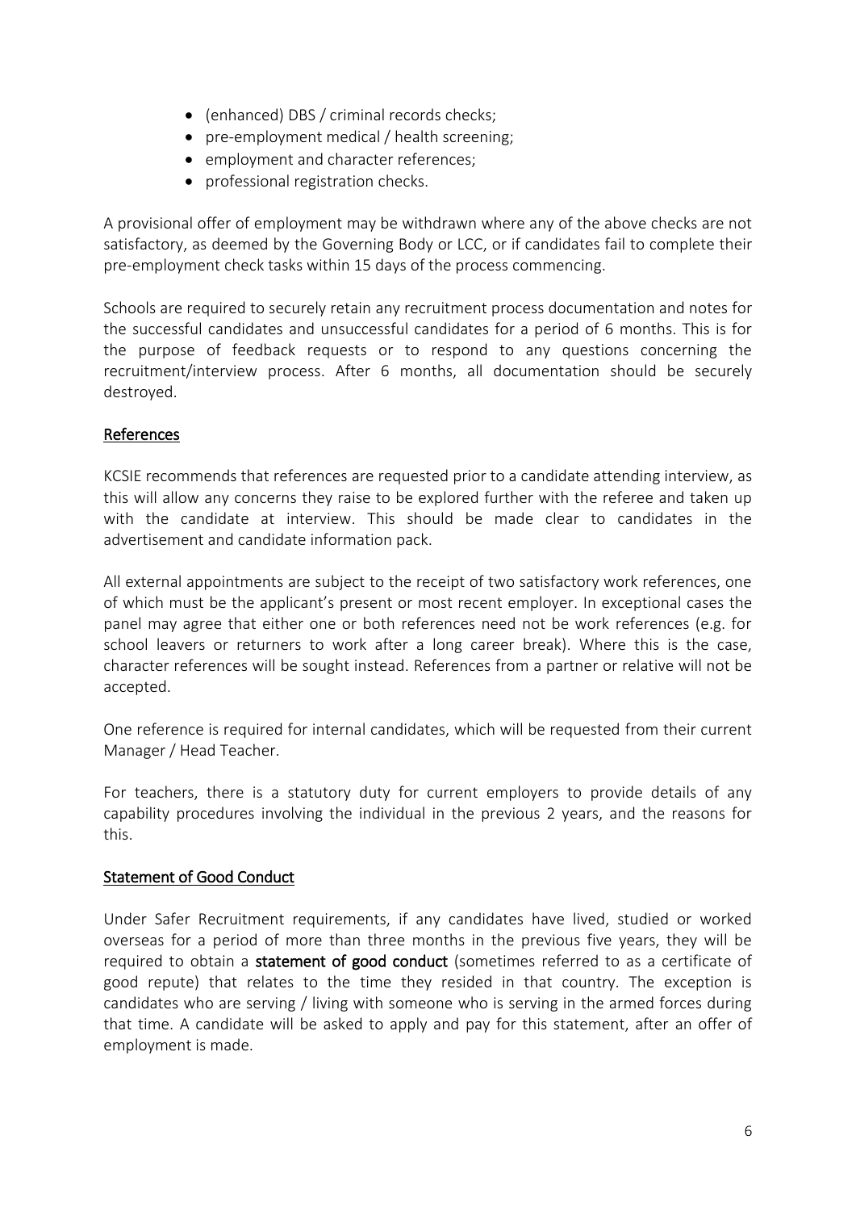- (enhanced) DBS / criminal records checks;
- pre-employment medical / health screening;
- employment and character references;
- professional registration checks.

A provisional offer of employment may be withdrawn where any of the above checks are not satisfactory, as deemed by the Governing Body or LCC, or if candidates fail to complete their pre-employment check tasks within 15 days of the process commencing.

Schools are required to securely retain any recruitment process documentation and notes for the successful candidates and unsuccessful candidates for a period of 6 months. This is for the purpose of feedback requests or to respond to any questions concerning the recruitment/interview process. After 6 months, all documentation should be securely destroyed.

## References

KCSIE recommends that references are requested prior to a candidate attending interview, as this will allow any concerns they raise to be explored further with the referee and taken up with the candidate at interview. This should be made clear to candidates in the advertisement and candidate information pack.

All external appointments are subject to the receipt of two satisfactory work references, one of which must be the applicant's present or most recent employer. In exceptional cases the panel may agree that either one or both references need not be work references (e.g. for school leavers or returners to work after a long career break). Where this is the case, character references will be sought instead. References from a partner or relative will not be accepted.

One reference is required for internal candidates, which will be requested from their current Manager / Head Teacher.

For teachers, there is a statutory duty for current employers to provide details of any capability procedures involving the individual in the previous 2 years, and the reasons for this.

## Statement of Good Conduct

Under Safer Recruitment requirements, if any candidates have lived, studied or worked overseas for a period of more than three months in the previous five years, they will be required to obtain a **statement of good conduct** (sometimes referred to as a certificate of good repute) that relates to the time they resided in that country. The exception is candidates who are serving / living with someone who is serving in the armed forces during that time. A candidate will be asked to apply and pay for this statement, after an offer of employment is made.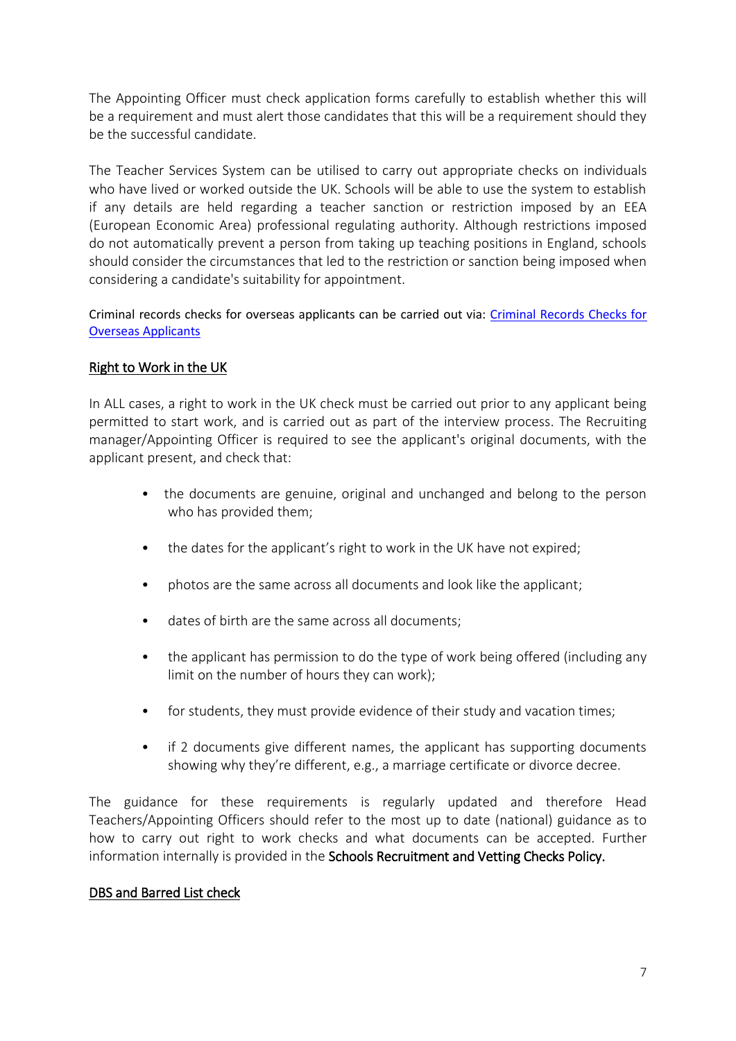The Appointing Officer must check application forms carefully to establish whether this will be a requirement and must alert those candidates that this will be a requirement should they be the successful candidate.

The Teacher Services System can be utilised to carry out appropriate checks on individuals who have lived or worked outside the UK. Schools will be able to use the system to establish if any details are held regarding a teacher sanction or restriction imposed by an EEA (European Economic Area) professional regulating authority. Although restrictions imposed do not automatically prevent a person from taking up teaching positions in England, schools should consider the circumstances that led to the restriction or sanction being imposed when considering a candidate's suitability for appointment.

Criminal records checks for overseas applicants can be carried out via: Criminal Records Checks for Overseas Applicants

## Right to Work in the UK

In ALL cases, a right to work in the UK check must be carried out prior to any applicant being permitted to start work, and is carried out as part of the interview process. The Recruiting manager/Appointing Officer is required to see the applicant's original documents, with the applicant present, and check that:

- the documents are genuine, original and unchanged and belong to the person who has provided them;
- the dates for the applicant's right to work in the UK have not expired;
- photos are the same across all documents and look like the applicant;
- dates of birth are the same across all documents;
- the applicant has permission to do the type of work being offered (including any limit on the number of hours they can work);
- for students, they must provide evidence of their study and vacation times;
- if 2 documents give different names, the applicant has supporting documents showing why they're different, e.g., a marriage certificate or divorce decree.

The guidance for these requirements is regularly updated and therefore Head Teachers/Appointing Officers should refer to the most up to date (national) guidance as to how to carry out right to work checks and what documents can be accepted. Further information internally is provided in the **Schools Recruitment and Vetting Checks Policy.**

## DBS and Barred List check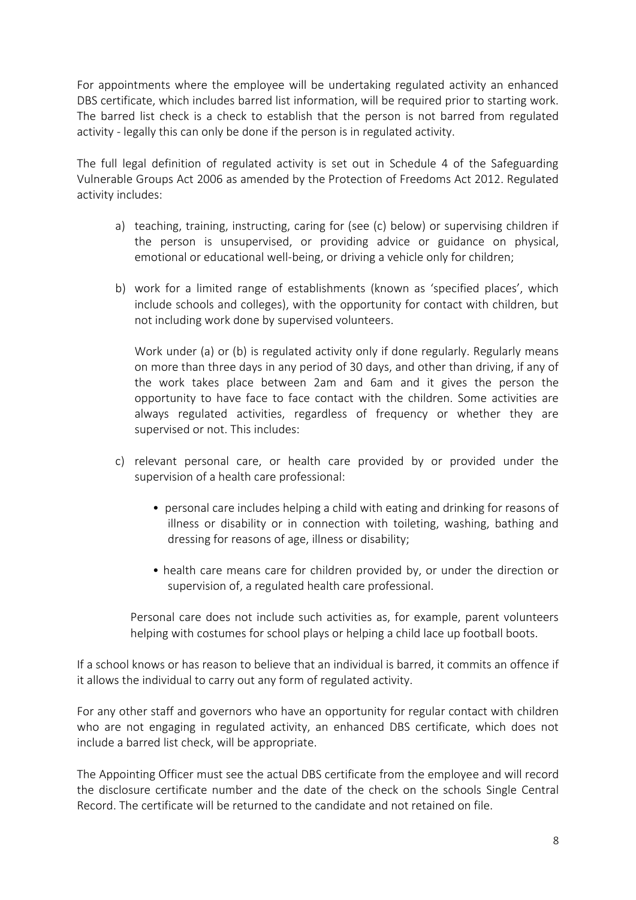For appointments where the employee will be undertaking regulated activity an enhanced DBS certificate, which includes barred list information, will be required prior to starting work. The barred list check is a check to establish that the person is not barred from regulated activity - legally this can only be done if the person is in regulated activity.

The full legal definition of regulated activity is set out in Schedule 4 of the Safeguarding Vulnerable Groups Act 2006 as amended by the Protection of Freedoms Act 2012. Regulated activity includes:

a) teaching, training, instructing, caring for (see (c) below) or supervising children if the person is unsupervised, or providing advice or guidance on physical, emotional or educational well-being, or driving a vehicle only for children;

b) work for a limited range of establishments (known as 'specified places', which include schools and colleges), with the opportunity for contact with children, but not including work done by supervised volunteers.

   Work under (a) or (b) is regulated activity only if done regularly. Regularly means on more than three days in any period of 30 days, and other than driving, if any of the work takes place between 2am and 6am and it gives the person the opportunity to have face to face contact with the children. Some activities are always regulated activities, regardless of frequency or whether they are supervised or not. This includes:

c) relevant personal care, or health care provided by or provided under the supervision of a health care professional:

   - personal care includes helping a child with eating and drinking for reasons of illness or disability or in connection with toileting, washing, bathing and dressing for reasons of age, illness or disability;

   - health care means care for children provided by, or under the direction or supervision of, a regulated health care professional.

   Personal care does not include such activities as, for example, parent volunteers helping with costumes for school plays or helping a child lace up football boots.

If a school knows or has reason to believe that an individual is barred, it commits an offence if it allows the individual to carry out any form of regulated activity.

For any other staff and governors who have an opportunity for regular contact with children who are not engaging in regulated activity, an enhanced DBS certificate, which does not include a barred list check, will be appropriate.

The Appointing Officer must see the actual DBS certificate from the employee and will record the disclosure certificate number and the date of the check on the schools Single Central Record. The certificate will be returned to the candidate and not retained on file.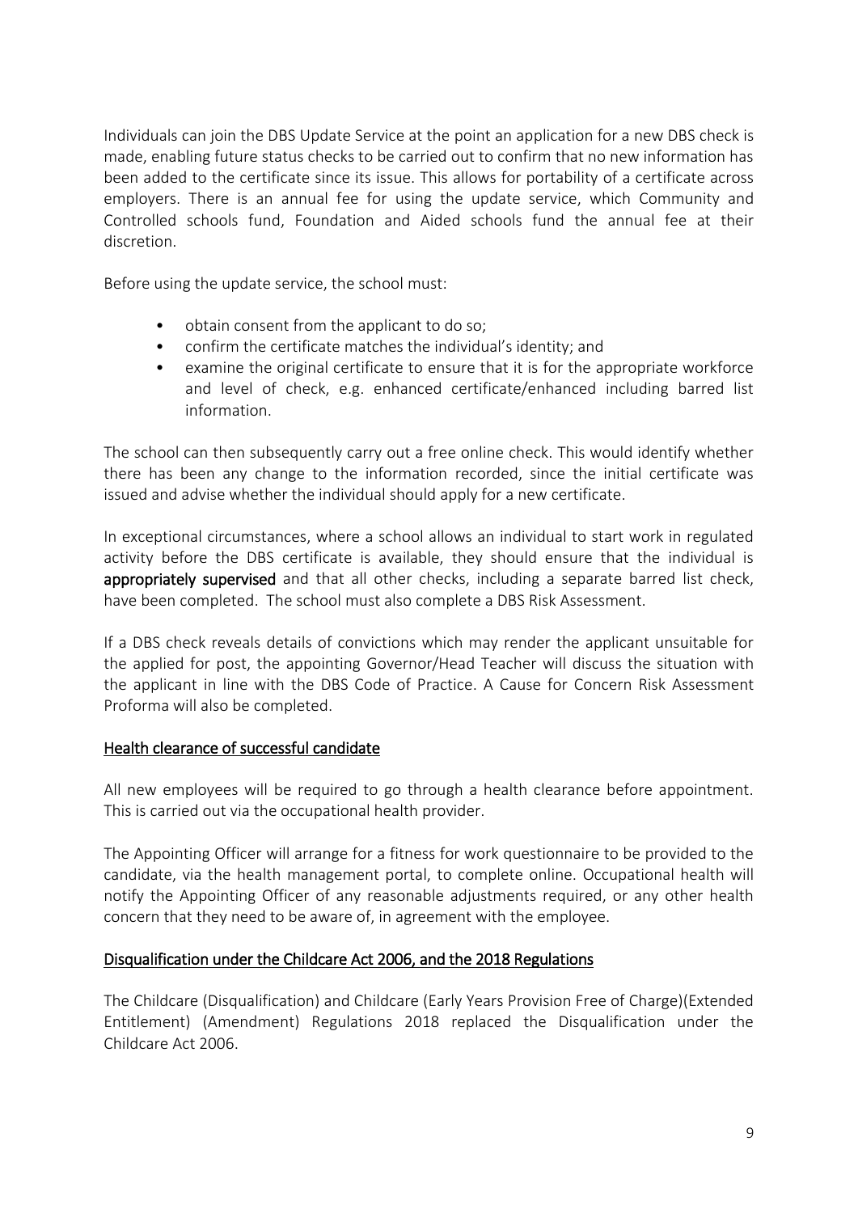Individuals can join the DBS Update Service at the point an application for a new DBS check is made, enabling future status checks to be carried out to confirm that no new information has been added to the certificate since its issue. This allows for portability of a certificate across employers. There is an annual fee for using the update service, which Community and Controlled schools fund, Foundation and Aided schools fund the annual fee at their discretion.

Before using the update service, the school must:

- obtain consent from the applicant to do so;
- confirm the certificate matches the individual's identity; and
- examine the original certificate to ensure that it is for the appropriate workforce and level of check, e.g. enhanced certificate/enhanced including barred list information.

The school can then subsequently carry out a free online check. This would identify whether there has been any change to the information recorded, since the initial certificate was issued and advise whether the individual should apply for a new certificate.

In exceptional circumstances, where a school allows an individual to start work in regulated activity before the DBS certificate is available, they should ensure that the individual is **appropriately supervised** and that all other checks, including a separate barred list check, have been completed. The school must also complete a DBS Risk Assessment.

If a DBS check reveals details of convictions which may render the applicant unsuitable for the applied for post, the appointing Governor/Head Teacher will discuss the situation with the applicant in line with the DBS Code of Practice. A Cause for Concern Risk Assessment Proforma will also be completed.

## Health clearance of successful candidate

All new employees will be required to go through a health clearance before appointment. This is carried out via the occupational health provider.

The Appointing Officer will arrange for a fitness for work questionnaire to be provided to the candidate, via the health management portal, to complete online. Occupational health will notify the Appointing Officer of any reasonable adjustments required, or any other health concern that they need to be aware of, in agreement with the employee.

## Disqualification under the Childcare Act 2006, and the 2018 Regulations

The Childcare (Disqualification) and Childcare (Early Years Provision Free of Charge)(Extended Entitlement) (Amendment) Regulations 2018 replaced the Disqualification under the Childcare Act 2006.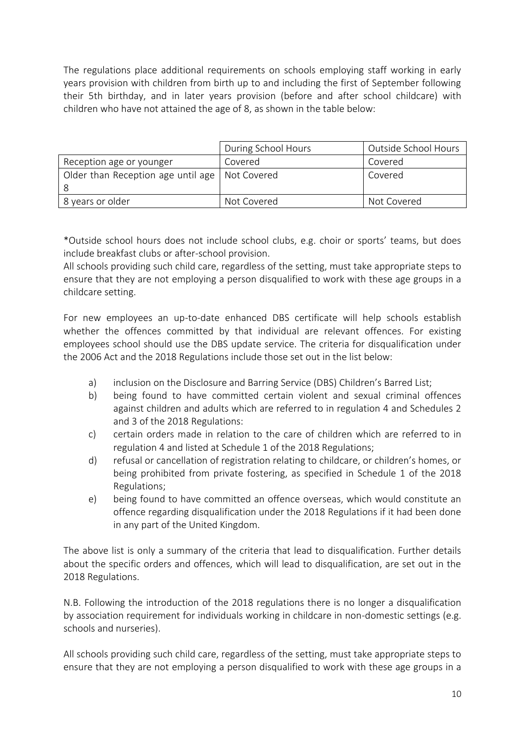The regulations place additional requirements on schools employing staff working in early years provision with children from birth up to and including the first of September following their 5th birthday, and in later years provision (before and after school childcare) with children who have not attained the age of 8, as shown in the table below:

| | During School Hours | Outside School Hours |
|---|---|---|
| Reception age or younger | Covered | Covered |
| Older than Reception age until age 8 | Not Covered | Covered |
| 8 years or older | Not Covered | Not Covered |

*Outside school hours does not include school clubs, e.g. choir or sports' teams, but does include breakfast clubs or after-school provision.

All schools providing such child care, regardless of the setting, must take appropriate steps to ensure that they are not employing a person disqualified to work with these age groups in a childcare setting.

For new employees an up-to-date enhanced DBS certificate will help schools establish whether the offences committed by that individual are relevant offences. For existing employees school should use the DBS update service. The criteria for disqualification under the 2006 Act and the 2018 Regulations include those set out in the list below:

a) inclusion on the Disclosure and Barring Service (DBS) Children's Barred List;
b) being found to have committed certain violent and sexual criminal offences against children and adults which are referred to in regulation 4 and Schedules 2 and 3 of the 2018 Regulations:
c) certain orders made in relation to the care of children which are referred to in regulation 4 and listed at Schedule 1 of the 2018 Regulations;
d) refusal or cancellation of registration relating to childcare, or children's homes, or being prohibited from private fostering, as specified in Schedule 1 of the 2018 Regulations;
e) being found to have committed an offence overseas, which would constitute an offence regarding disqualification under the 2018 Regulations if it had been done in any part of the United Kingdom.

The above list is only a summary of the criteria that lead to disqualification. Further details about the specific orders and offences, which will lead to disqualification, are set out in the 2018 Regulations.

N.B. Following the introduction of the 2018 regulations there is no longer a disqualification by association requirement for individuals working in childcare in non-domestic settings (e.g. schools and nurseries).

All schools providing such child care, regardless of the setting, must take appropriate steps to ensure that they are not employing a person disqualified to work with these age groups in a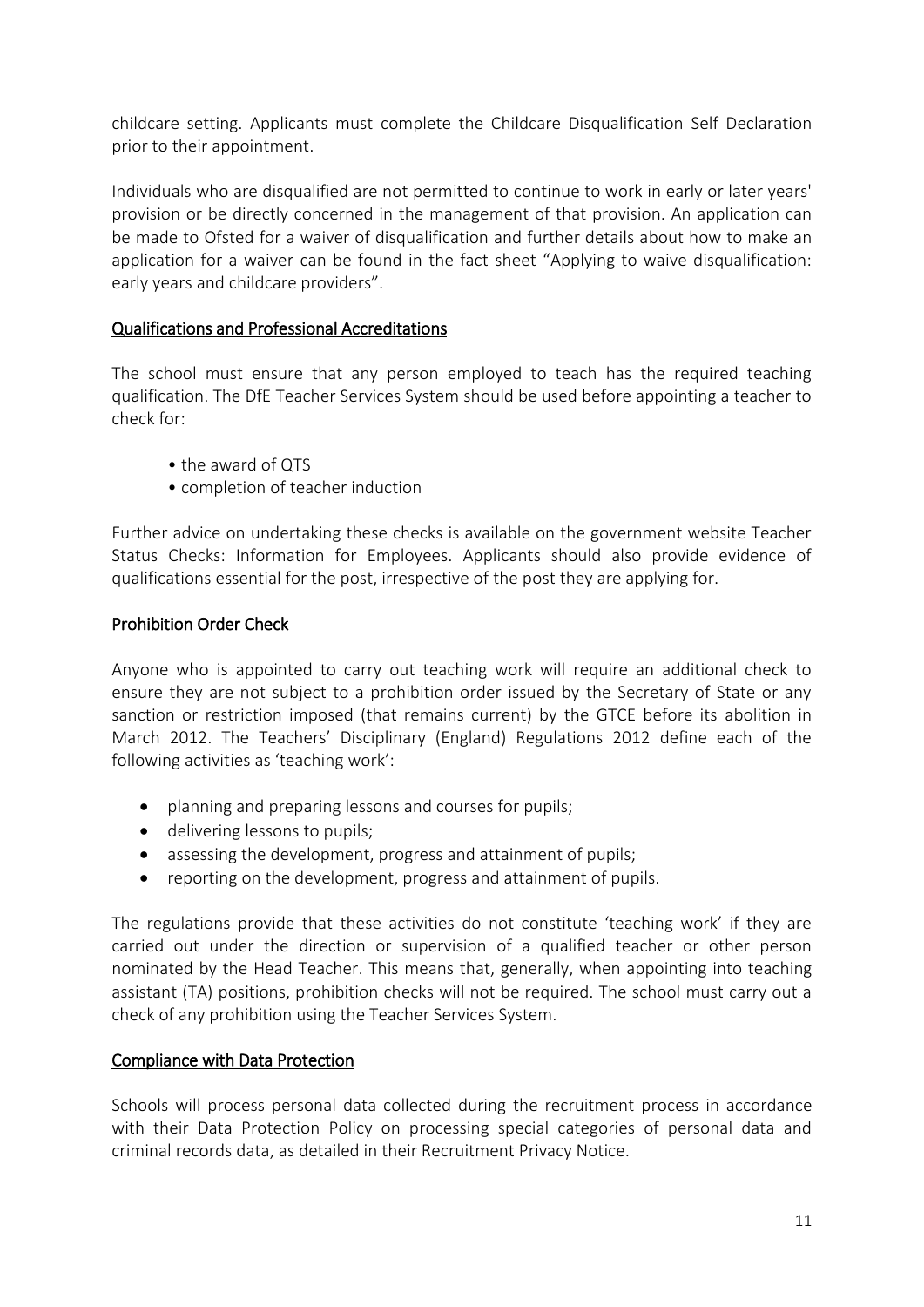childcare setting. Applicants must complete the Childcare Disqualification Self Declaration prior to their appointment.

Individuals who are disqualified are not permitted to continue to work in early or later years' provision or be directly concerned in the management of that provision. An application can be made to Ofsted for a waiver of disqualification and further details about how to make an application for a waiver can be found in the fact sheet "Applying to waive disqualification: early years and childcare providers".

## Qualifications and Professional Accreditations

The school must ensure that any person employed to teach has the required teaching qualification. The DfE Teacher Services System should be used before appointing a teacher to check for:

- the award of QTS
- completion of teacher induction

Further advice on undertaking these checks is available on the government website Teacher Status Checks: Information for Employees. Applicants should also provide evidence of qualifications essential for the post, irrespective of the post they are applying for.

## Prohibition Order Check

Anyone who is appointed to carry out teaching work will require an additional check to ensure they are not subject to a prohibition order issued by the Secretary of State or any sanction or restriction imposed (that remains current) by the GTCE before its abolition in March 2012. The Teachers' Disciplinary (England) Regulations 2012 define each of the following activities as 'teaching work':

- planning and preparing lessons and courses for pupils;
- delivering lessons to pupils;
- assessing the development, progress and attainment of pupils;
- reporting on the development, progress and attainment of pupils.

The regulations provide that these activities do not constitute 'teaching work' if they are carried out under the direction or supervision of a qualified teacher or other person nominated by the Head Teacher. This means that, generally, when appointing into teaching assistant (TA) positions, prohibition checks will not be required. The school must carry out a check of any prohibition using the Teacher Services System.

## Compliance with Data Protection

Schools will process personal data collected during the recruitment process in accordance with their Data Protection Policy on processing special categories of personal data and criminal records data, as detailed in their Recruitment Privacy Notice.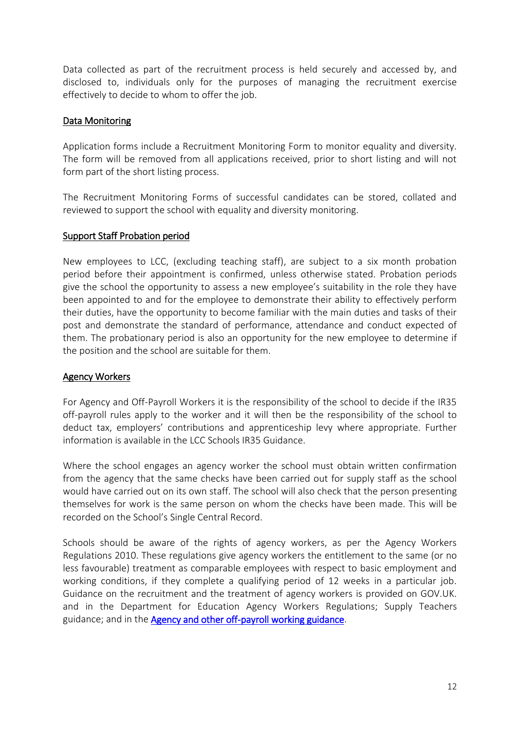Data collected as part of the recruitment process is held securely and accessed by, and disclosed to, individuals only for the purposes of managing the recruitment exercise effectively to decide to whom to offer the job.

## Data Monitoring

Application forms include a Recruitment Monitoring Form to monitor equality and diversity. The form will be removed from all applications received, prior to short listing and will not form part of the short listing process.

The Recruitment Monitoring Forms of successful candidates can be stored, collated and reviewed to support the school with equality and diversity monitoring.

## Support Staff Probation period

New employees to LCC, (excluding teaching staff), are subject to a six month probation period before their appointment is confirmed, unless otherwise stated. Probation periods give the school the opportunity to assess a new employee's suitability in the role they have been appointed to and for the employee to demonstrate their ability to effectively perform their duties, have the opportunity to become familiar with the main duties and tasks of their post and demonstrate the standard of performance, attendance and conduct expected of them. The probationary period is also an opportunity for the new employee to determine if the position and the school are suitable for them.

## Agency Workers

For Agency and Off-Payroll Workers it is the responsibility of the school to decide if the IR35 off-payroll rules apply to the worker and it will then be the responsibility of the school to deduct tax, employers' contributions and apprenticeship levy where appropriate. Further information is available in the LCC Schools IR35 Guidance.

Where the school engages an agency worker the school must obtain written confirmation from the agency that the same checks have been carried out for supply staff as the school would have carried out on its own staff. The school will also check that the person presenting themselves for work is the same person on whom the checks have been made. This will be recorded on the School's Single Central Record.

Schools should be aware of the rights of agency workers, as per the Agency Workers Regulations 2010. These regulations give agency workers the entitlement to the same (or no less favourable) treatment as comparable employees with respect to basic employment and working conditions, if they complete a qualifying period of 12 weeks in a particular job. Guidance on the recruitment and the treatment of agency workers is provided on GOV.UK. and in the Department for Education Agency Workers Regulations; Supply Teachers guidance; and in the Agency and other off-payroll working guidance.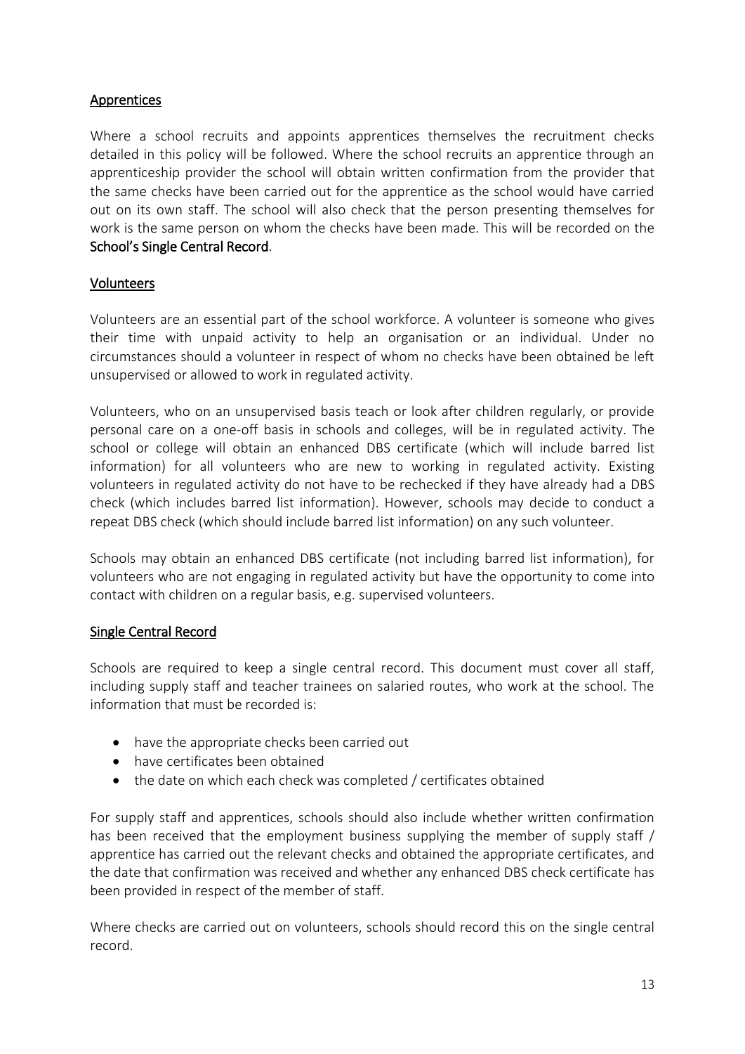## Apprentices

Where a school recruits and appoints apprentices themselves the recruitment checks detailed in this policy will be followed. Where the school recruits an apprentice through an apprenticeship provider the school will obtain written confirmation from the provider that the same checks have been carried out for the apprentice as the school would have carried out on its own staff. The school will also check that the person presenting themselves for work is the same person on whom the checks have been made. This will be recorded on the **School's Single Central Record**.

## Volunteers

Volunteers are an essential part of the school workforce. A volunteer is someone who gives their time with unpaid activity to help an organisation or an individual. Under no circumstances should a volunteer in respect of whom no checks have been obtained be left unsupervised or allowed to work in regulated activity.

Volunteers, who on an unsupervised basis teach or look after children regularly, or provide personal care on a one-off basis in schools and colleges, will be in regulated activity. The school or college will obtain an enhanced DBS certificate (which will include barred list information) for all volunteers who are new to working in regulated activity. Existing volunteers in regulated activity do not have to be rechecked if they have already had a DBS check (which includes barred list information). However, schools may decide to conduct a repeat DBS check (which should include barred list information) on any such volunteer.

Schools may obtain an enhanced DBS certificate (not including barred list information), for volunteers who are not engaging in regulated activity but have the opportunity to come into contact with children on a regular basis, e.g. supervised volunteers.

## Single Central Record

Schools are required to keep a single central record. This document must cover all staff, including supply staff and teacher trainees on salaried routes, who work at the school. The information that must be recorded is:

- have the appropriate checks been carried out
- have certificates been obtained
- the date on which each check was completed / certificates obtained

For supply staff and apprentices, schools should also include whether written confirmation has been received that the employment business supplying the member of supply staff / apprentice has carried out the relevant checks and obtained the appropriate certificates, and the date that confirmation was received and whether any enhanced DBS check certificate has been provided in respect of the member of staff.

Where checks are carried out on volunteers, schools should record this on the single central record.